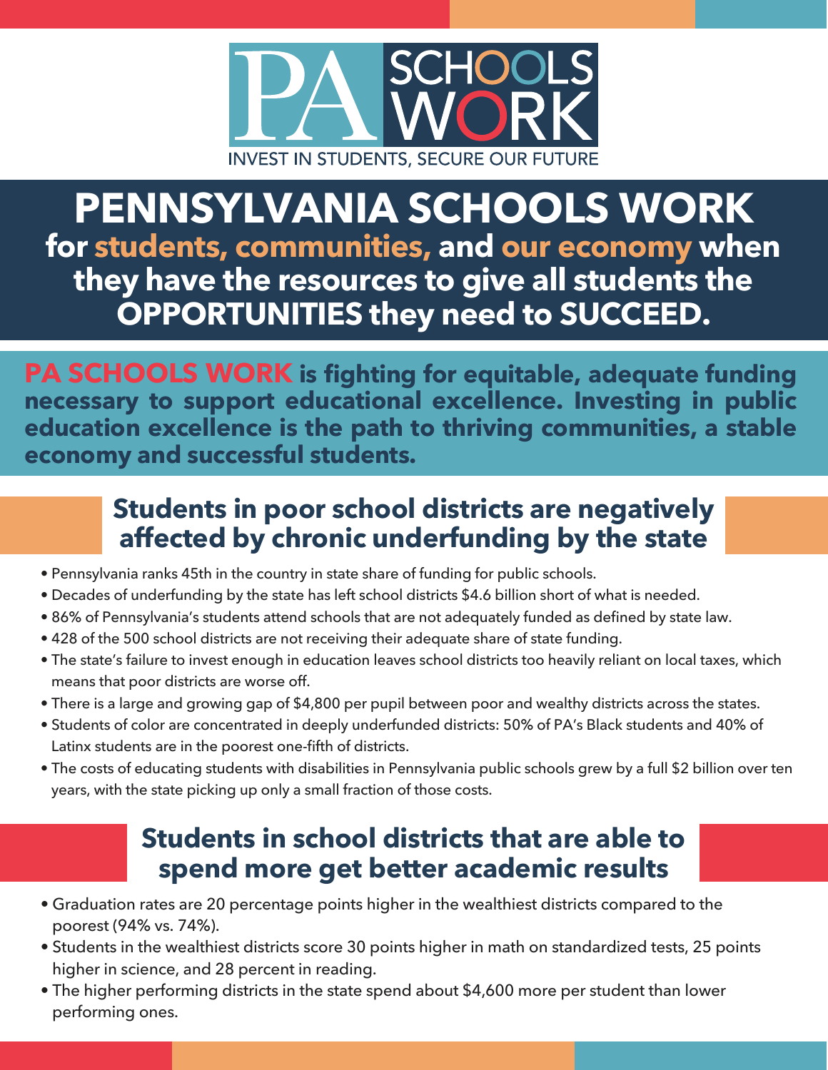PA SCHOOLS WORK

INVEST IN STUDENTS, SECURE OUR FUTURE

# PENNSYLVANIA SCHOOLS WORK

## for students, communities, and our economy when they have the resources to give all students the OPPORTUNITIES they need to SUCCEED.

**PA SCHOOLS WORK is fighting for equitable, adequate funding necessary to support educational excellence. Investing in public education excellence is the path to thriving communities, a stable economy and successful students.**

## Students in poor school districts are negatively affected by chronic underfunding by the state

- Pennsylvania ranks 45th in the country in state share of funding for public schools.
- Decades of underfunding by the state has left school districts $4.6 billion short of what is needed.
- 86% of Pennsylvania's students attend schools that are not adequately funded as defined by state law.
- 428 of the 500 school districts are not receiving their adequate share of state funding.
- The state's failure to invest enough in education leaves school districts too heavily reliant on local taxes, which means that poor districts are worse off.
- There is a large and growing gap of $4,800 per pupil between poor and wealthy districts across the states.
- Students of color are concentrated in deeply underfunded districts: 50% of PA's Black students and 40% of Latinx students are in the poorest one-fifth of districts.
- The costs of educating students with disabilities in Pennsylvania public schools grew by a full $2 billion over ten years, with the state picking up only a small fraction of those costs.

## Students in school districts that are able to spend more get better academic results

- Graduation rates are 20 percentage points higher in the wealthiest districts compared to the poorest (94% vs. 74%).
- Students in the wealthiest districts score 30 points higher in math on standardized tests, 25 points higher in science, and 28 percent in reading.
- The higher performing districts in the state spend about $4,600 more per student than lower performing ones.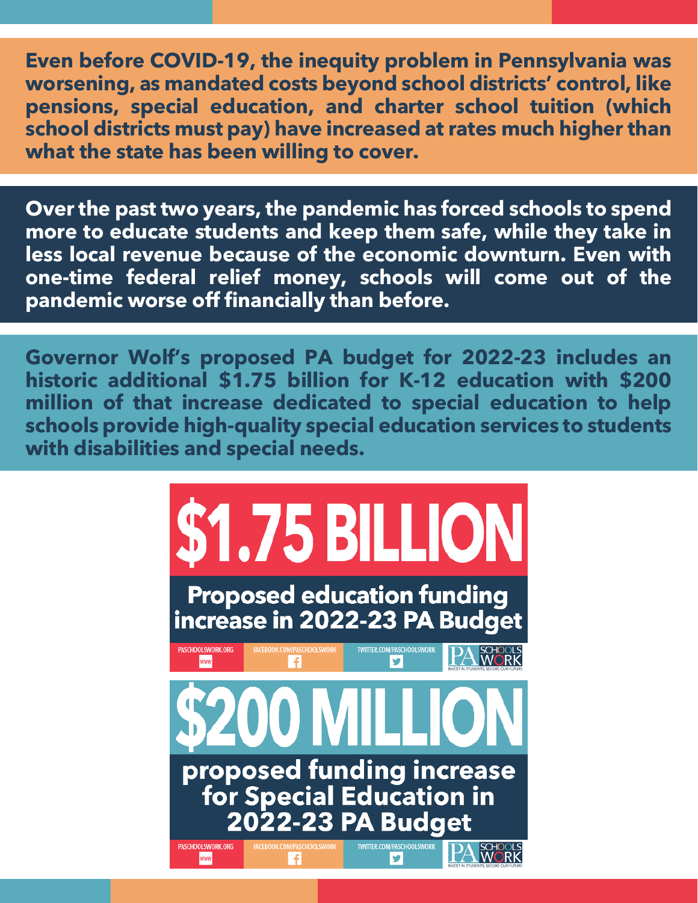**Even before COVID-19, the inequity problem in Pennsylvania was worsening, as mandated costs beyond school districts' control, like pensions, special education, and charter school tuition (which school districts must pay) have increased at rates much higher than what the state has been willing to cover.**

**Over the past two years, the pandemic has forced schools to spend more to educate students and keep them safe, while they take in less local revenue because of the economic downturn. Even with one-time federal relief money, schools will come out of the pandemic worse off financially than before.**

**Governor Wolf's proposed PA budget for 2022-23 includes an historic additional $1.75 billion for K-12 education with $200 million of that increase dedicated to special education to help schools provide high-quality special education services to students with disabilities and special needs.**

# $1.75 BILLION

**Proposed education funding increase in 2022-23 PA Budget**

PASCHOOLSWORK.ORG | FACEBOOK.COM/PASCHOOLSWORK | TWITTER.COM/PASCHOOLSWORK

PA SCHOOLS WORK — INVEST IN STUDENTS, SECURE OUR FUTURE

# $200 MILLION

**proposed funding increase for Special Education in 2022-23 PA Budget**

PASCHOOLSWORK.ORG | FACEBOOK.COM/PASCHOOLSWORK | TWITTER.COM/PASCHOOLSWORK

PA SCHOOLS WORK — INVEST IN STUDENTS, SECURE OUR FUTURE